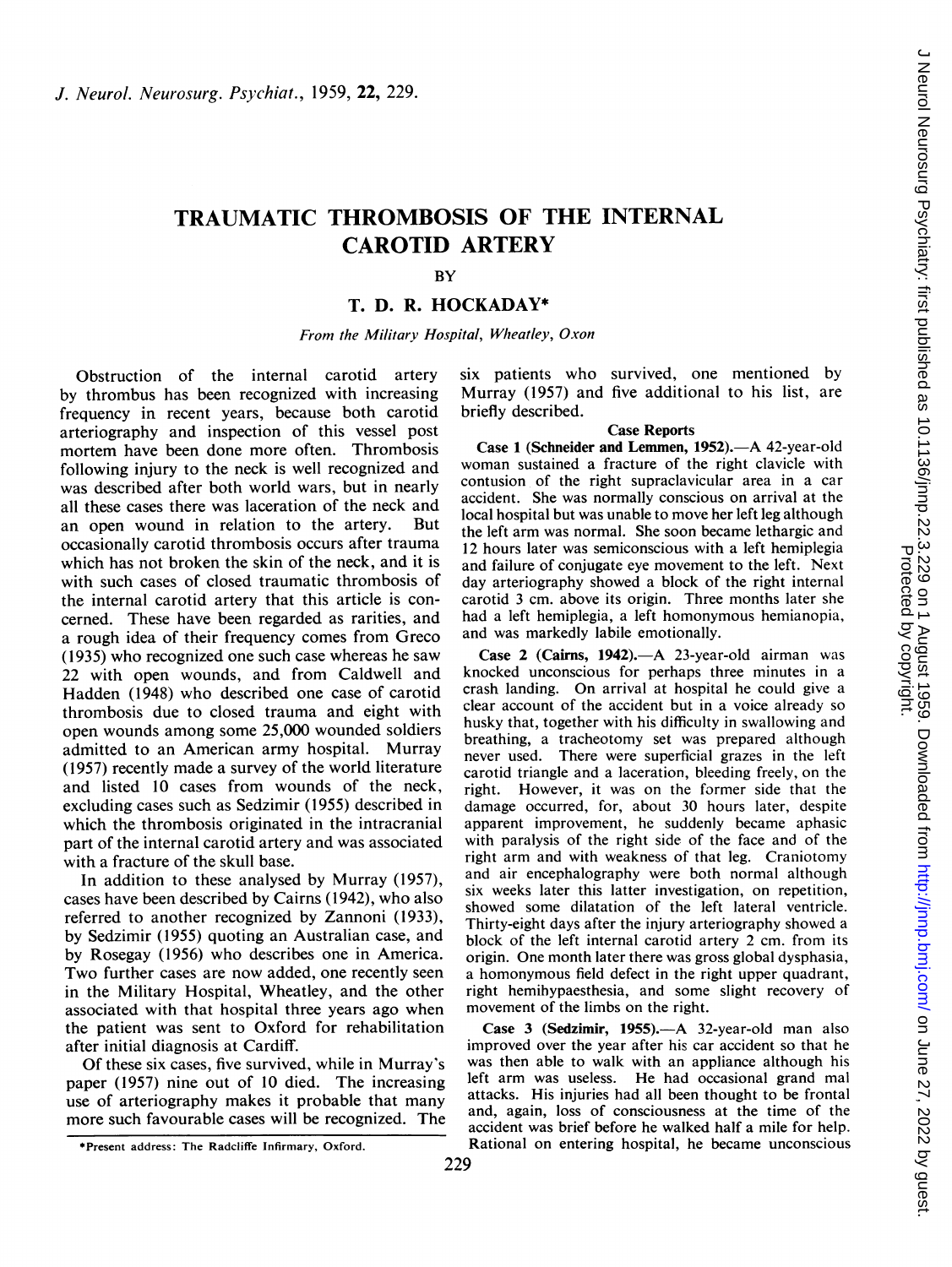# TRAUMATIC THROMBOSIS OF THE INTERNAL CAROTID ARTERY

BY

## T. D. R. HOCKADAY*

*From the Military Hospital, Wheatley, Oxon*

Obstruction of the internal carotid artery by thrombus has been recognized with increasing frequency in recent years, because both carotid arteriography and inspection of this vessel post mortem have been done more often. Thrombosis following injury to the neck is well recognized and was described after both world wars, but in nearly all these cases there was laceration of the neck and an open wound in relation to the artery. But occasionally carotid thrombosis occurs after trauma which has not broken the skin of the neck, and it is with such cases of closed traumatic thrombosis of the internal carotid artery that this article is concerned. These have been regarded as rarities, and a rough idea of their frequency comes from Greco (1935) who recognized one such case whereas he saw 22 with open wounds, and from Caldwell and Hadden (1948) who described one case of carotid thrombosis due to closed trauma and eight with open wounds among some 25,000 wounded soldiers admitted to an American army hospital. Murray (1957) recently made a survey of the world literature and listed 10 cases from wounds of the neck, excluding cases such as Sedzimir (1955) described in which the thrombosis originated in the intracranial part of the internal carotid artery and was associated with a fracture of the skull base.

In addition to these analysed by Murray (1957), cases have been described by Cairns (1942), who also referred to another recognized by Zannoni (1933), by Sedzimir (1955) quoting an Australian case, and by Rosegay (1956) who describes one in America. Two further cases are now added, one recently seen in the Military Hospital, Wheatley, and the other associated with that hospital three years ago when the patient was sent to Oxford for rehabilitation after initial diagnosis at Cardiff.

Of these six cases, five survived, while in Murray's paper (1957) nine out of 10 died. The increasing use of arteriography makes it probable that many more such favourable cases will be recognized. The six patients who survived, one mentioned by Murray (1957) and five additional to his list, are briefly described.

### Case Reports

**Case 1 (Schneider and Lemmen, 1952).**—A 42-year-old woman sustained a fracture of the right clavicle with contusion of the right supraclavicular area in a car accident. She was normally conscious on arrival at the local hospital but was unable to move her left leg although the left arm was normal. She soon became lethargic and 12 hours later was semiconscious with a left hemiplegia and failure of conjugate eye movement to the left. Next day arteriography showed a block of the right internal carotid 3 cm. above its origin. Three months later she had a left hemiplegia, a left homonymous hemianopia, and was markedly labile emotionally.

**Case 2 (Cairns, 1942).**—A 23-year-old airman was knocked unconscious for perhaps three minutes in a crash landing. On arrival at hospital he could give a clear account of the accident but in a voice already so husky that, together with his difficulty in swallowing and breathing, a tracheotomy set was prepared although never used. There were superficial grazes in the left carotid triangle and a laceration, bleeding freely, on the right. However, it was on the former side that the damage occurred, for, about 30 hours later, despite apparent improvement, he suddenly became aphasic with paralysis of the right side of the face and of the right arm and with weakness of that leg. Craniotomy and air encephalography were both normal although six weeks later this latter investigation, on repetition, showed some dilatation of the left lateral ventricle. Thirty-eight days after the injury arteriography showed a block of the left internal carotid artery 2 cm. from its origin. One month later there was gross global dysphasia, a homonymous field defect in the right upper quadrant, right hemihypaesthesia, and some slight recovery of movement of the limbs on the right.

**Case 3 (Sedzimir, 1955).**—A 32-year-old man also improved over the year after his car accident so that he was then able to walk with an appliance although his left arm was useless. He had occasional grand mal attacks. His injuries had all been thought to be frontal and, again, loss of consciousness at the time of the accident was brief before he walked half a mile for help. Rational on entering hospital, he became unconscious

*Present address: The Radcliffe Infirmary, Oxford.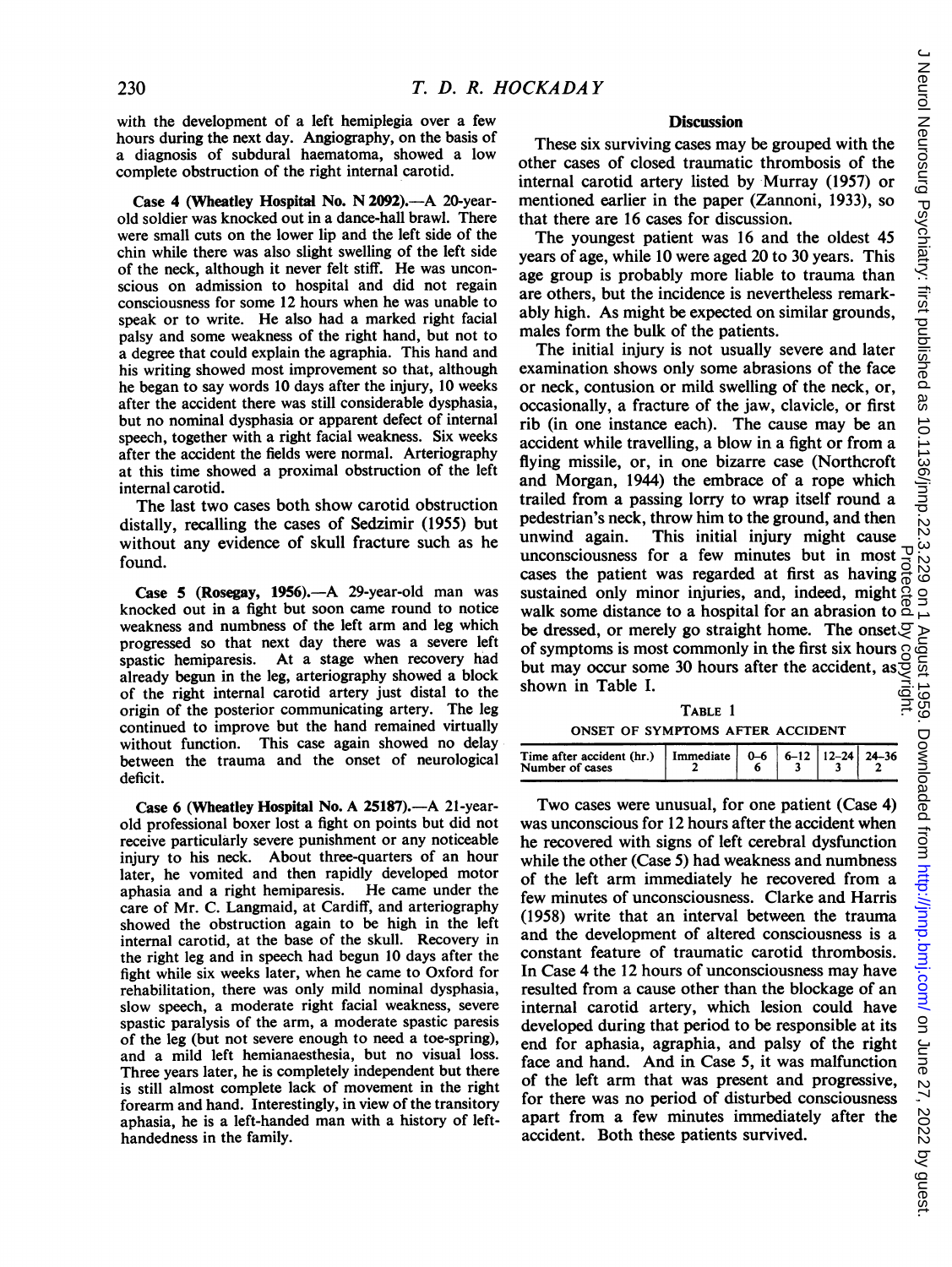with the development of a left hemiplegia over a few hours during the next day. Angiography, on the basis of a diagnosis of subdural haematoma, showed a low complete obstruction of the right internal carotid.

**Case 4 (Wheatley Hospital No. N 2092).**—A 20-year-old soldier was knocked out in a dance-hall brawl. There were small cuts on the lower lip and the left side of the chin while there was also slight swelling of the left side of the neck, although it never felt stiff. He was unconscious on admission to hospital and did not regain consciousness for some 12 hours when he was unable to speak or to write. He also had a marked right facial palsy and some weakness of the right hand, but not to a degree that could explain the agraphia. This hand and his writing showed most improvement so that, although he began to say words 10 days after the injury, 10 weeks after the accident there was still considerable dysphasia, but no nominal dysphasia or apparent defect of internal speech, together with a right facial weakness. Six weeks after the accident the fields were normal. Arteriography at this time showed a proximal obstruction of the left internal carotid.

The last two cases both show carotid obstruction distally, recalling the cases of Sedzimir (1955) but without any evidence of skull fracture such as he found.

**Case 5 (Rosegay, 1956).**—A 29-year-old man was knocked out in a fight but soon came round to notice weakness and numbness of the left arm and leg which progressed so that next day there was a severe left spastic hemiparesis. At a stage when recovery had already begun in the leg, arteriography showed a block of the right internal carotid artery just distal to the origin of the posterior communicating artery. The leg continued to improve but the hand remained virtually without function. This case again showed no delay between the trauma and the onset of neurological deficit.

**Case 6 (Wheatley Hospital No. A 25187).**—A 21-year-old professional boxer lost a fight on points but did not receive particularly severe punishment or any noticeable injury to his neck. About three-quarters of an hour later, he vomited and then rapidly developed motor aphasia and a right hemiparesis. He came under the care of Mr. C. Langmaid, at Cardiff, and arteriography showed the obstruction again to be high in the left internal carotid, at the base of the skull. Recovery in the right leg and in speech had begun 10 days after the fight while six weeks later, when he came to Oxford for rehabilitation, there was only mild nominal dysphasia, slow speech, a moderate right facial weakness, severe spastic paralysis of the arm, a moderate spastic paresis of the leg (but not severe enough to need a toe-spring), and a mild left hemianaesthesia, but no visual loss. Three years later, he is completely independent but there is still almost complete lack of movement in the right forearm and hand. Interestingly, in view of the transitory aphasia, he is a left-handed man with a history of left-handedness in the family.

## Discussion

These six surviving cases may be grouped with the other cases of closed traumatic thrombosis of the internal carotid artery listed by Murray (1957) or mentioned earlier in the paper (Zannoni, 1933), so that there are 16 cases for discussion.

The youngest patient was 16 and the oldest 45 years of age, while 10 were aged 20 to 30 years. This age group is probably more liable to trauma than are others, but the incidence is nevertheless remarkably high. As might be expected on similar grounds, males form the bulk of the patients.

The initial injury is not usually severe and later examination shows only some abrasions of the face or neck, contusion or mild swelling of the neck, or, occasionally, a fracture of the jaw, clavicle, or first rib (in one instance each). The cause may be an accident while travelling, a blow in a fight or from a flying missile, or, in one bizarre case (Northcroft and Morgan, 1944) the embrace of a rope which trailed from a passing lorry to wrap itself round a pedestrian's neck, throw him to the ground, and then unwind again. This initial injury might cause unconsciousness for a few minutes but in most cases the patient was regarded at first as having sustained only minor injuries, and, indeed, might walk some distance to a hospital for an abrasion to be dressed, or merely go straight home. The onset of symptoms is most commonly in the first six hours but may occur some 30 hours after the accident, as shown in Table I.

TABLE 1
ONSET OF SYMPTOMS AFTER ACCIDENT

| Time after accident (hr.) | Immediate | 0–6 | 6–12 | 12–24 | 24–36 |
|---|---|---|---|---|---|
| Number of cases | 2 | 6 | 3 | 3 | 2 |

Two cases were unusual, for one patient (Case 4) was unconscious for 12 hours after the accident when he recovered with signs of left cerebral dysfunction while the other (Case 5) had weakness and numbness of the left arm immediately he recovered from a few minutes of unconsciousness. Clarke and Harris (1958) write that an interval between the trauma and the development of altered consciousness is a constant feature of traumatic carotid thrombosis. In Case 4 the 12 hours of unconsciousness may have resulted from a cause other than the blockage of an internal carotid artery, which lesion could have developed during that period to be responsible at its end for aphasia, agraphia, and palsy of the right face and hand. And in Case 5, it was malfunction of the left arm that was present and progressive, for there was no period of disturbed consciousness apart from a few minutes immediately after the accident. Both these patients survived.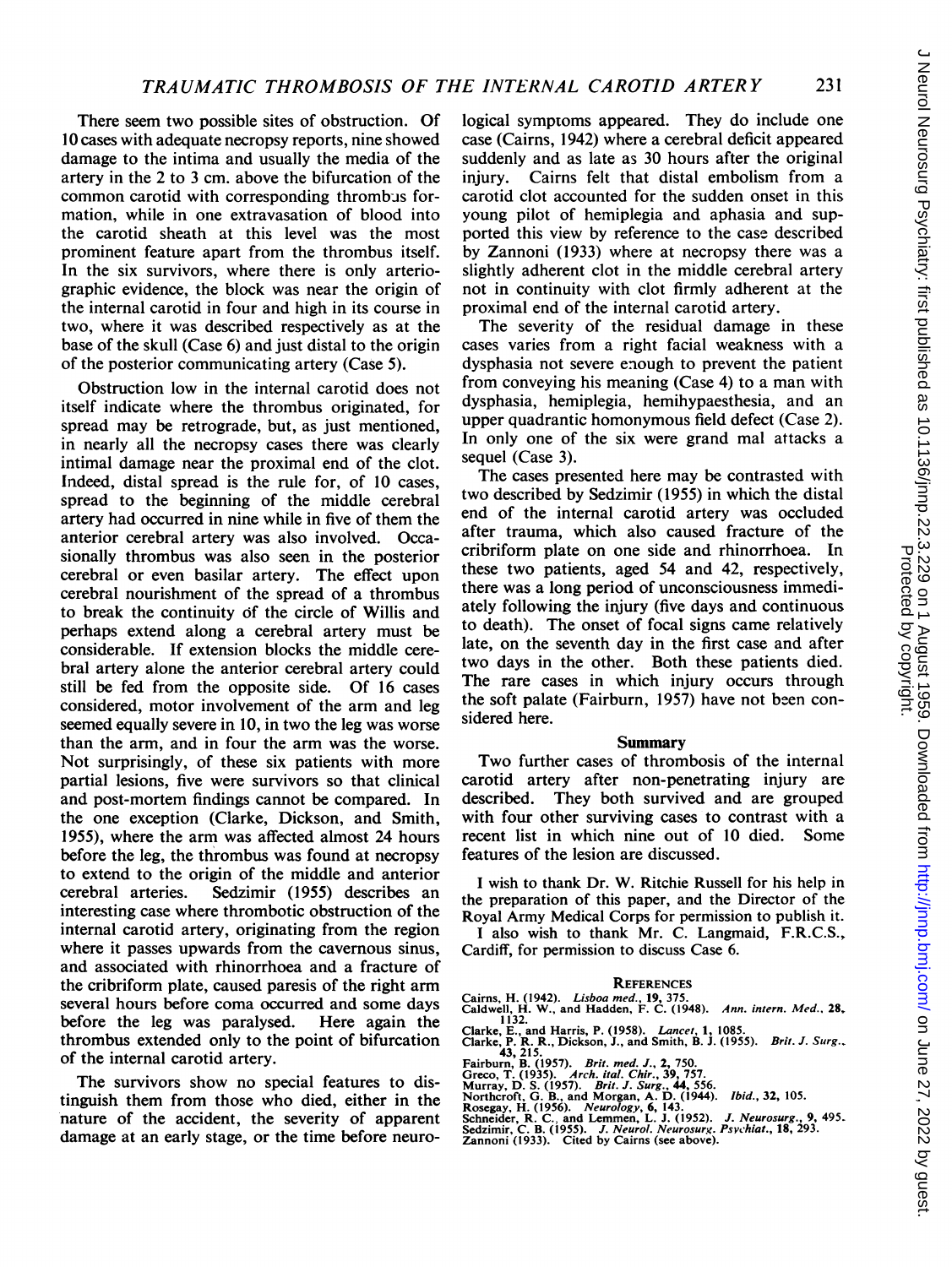There seem two possible sites of obstruction. Of 10 cases with adequate necropsy reports, nine showed damage to the intima and usually the media of the artery in the 2 to 3 cm. above the bifurcation of the common carotid with corresponding thrombus formation, while in one extravasation of blood into the carotid sheath at this level was the most prominent feature apart from the thrombus itself. In the six survivors, where there is only arteriographic evidence, the block was near the origin of the internal carotid in four and high in its course in two, where it was described respectively as at the base of the skull (Case 6) and just distal to the origin of the posterior communicating artery (Case 5).

Obstruction low in the internal carotid does not itself indicate where the thrombus originated, for spread may be retrograde, but, as just mentioned, in nearly all the necropsy cases there was clearly intimal damage near the proximal end of the clot. Indeed, distal spread is the rule for, of 10 cases, spread to the beginning of the middle cerebral artery had occurred in nine while in five of them the anterior cerebral artery was also involved. Occasionally thrombus was also seen in the posterior cerebral or even basilar artery. The effect upon cerebral nourishment of the spread of a thrombus to break the continuity of the circle of Willis and perhaps extend along a cerebral artery must be considerable. If extension blocks the middle cerebral artery alone the anterior cerebral artery could still be fed from the opposite side. Of 16 cases considered, motor involvement of the arm and leg seemed equally severe in 10, in two the leg was worse than the arm, and in four the arm was the worse. Not surprisingly, of these six patients with more partial lesions, five were survivors so that clinical and post-mortem findings cannot be compared. In the one exception (Clarke, Dickson, and Smith, 1955), where the arm was affected almost 24 hours before the leg, the thrombus was found at necropsy to extend to the origin of the middle and anterior cerebral arteries. Sedzimir (1955) describes an interesting case where thrombotic obstruction of the internal carotid artery, originating from the region where it passes upwards from the cavernous sinus, and associated with rhinorrhoea and a fracture of the cribriform plate, caused paresis of the right arm several hours before coma occurred and some days before the leg was paralysed. Here again the thrombus extended only to the point of bifurcation of the internal carotid artery.

The survivors show no special features to distinguish them from those who died, either in the nature of the accident, the severity of apparent damage at an early stage, or the time before neurological symptoms appeared. They do include one case (Cairns, 1942) where a cerebral deficit appeared suddenly and as late as 30 hours after the original injury. Cairns felt that distal embolism from a carotid clot accounted for the sudden onset in this young pilot of hemiplegia and aphasia and supported this view by reference to the case described by Zannoni (1933) where at necropsy there was a slightly adherent clot in the middle cerebral artery not in continuity with clot firmly adherent at the proximal end of the internal carotid artery.

The severity of the residual damage in these cases varies from a right facial weakness with a dysphasia not severe enough to prevent the patient from conveying his meaning (Case 4) to a man with dysphasia, hemiplegia, hemihypaesthesia, and an upper quadrantic homonymous field defect (Case 2). In only one of the six were grand mal attacks a sequel (Case 3).

The cases presented here may be contrasted with two described by Sedzimir (1955) in which the distal end of the internal carotid artery was occluded after trauma, which also caused fracture of the cribriform plate on one side and rhinorrhoea. In these two patients, aged 54 and 42, respectively, there was a long period of unconsciousness immediately following the injury (five days and continuous to death). The onset of focal signs came relatively late, on the seventh day in the first case and after two days in the other. Both these patients died. The rare cases in which injury occurs through the soft palate (Fairburn, 1957) have not been considered here.

## Summary

Two further cases of thrombosis of the internal carotid artery after non-penetrating injury are described. They both survived and are grouped with four other surviving cases to contrast with a recent list in which nine out of 10 died. Some features of the lesion are discussed.

I wish to thank Dr. W. Ritchie Russell for his help in the preparation of this paper, and the Director of the Royal Army Medical Corps for permission to publish it.

I also wish to thank Mr. C. Langmaid, F.R.C.S., Cardiff, for permission to discuss Case 6.

## References

Cairns, H. (1942). *Lisboa med.*, **19**, 375.
Caldwell, H. W., and Hadden, F. C. (1948). *Ann. intern. Med.*, **28**, 1132.
Clarke, E., and Harris, P. (1958). *Lancet*, **1**, 1085.
Clarke, P. R. R., Dickson, J., and Smith, B. J. (1955). *Brit. J. Surg.*, **43**, 215.
Fairburn, B. (1957). *Brit. med. J.*, **2**, 750.
Greco, T. (1935). *Arch. ital. Chir.*, **39**, 757.
Murray, D. S. (1957). *Brit. J. Surg.*, **44**, 556.
Northcroft, G. B., and Morgan, A. D. (1944). *Ibid.*, **32**, 105.
Rosegay, H. (1956). *Neurology*, **6**, 143.
Schneider, R. C., and Lemmen, L. J. (1952). *J. Neurosurg.*, **9**, 495.
Sedzimir, C. B. (1955). *J. Neurol. Neurosurg. Psychiat.*, **18**, 293.
Zannoni (1933). Cited by Cairns (see above).